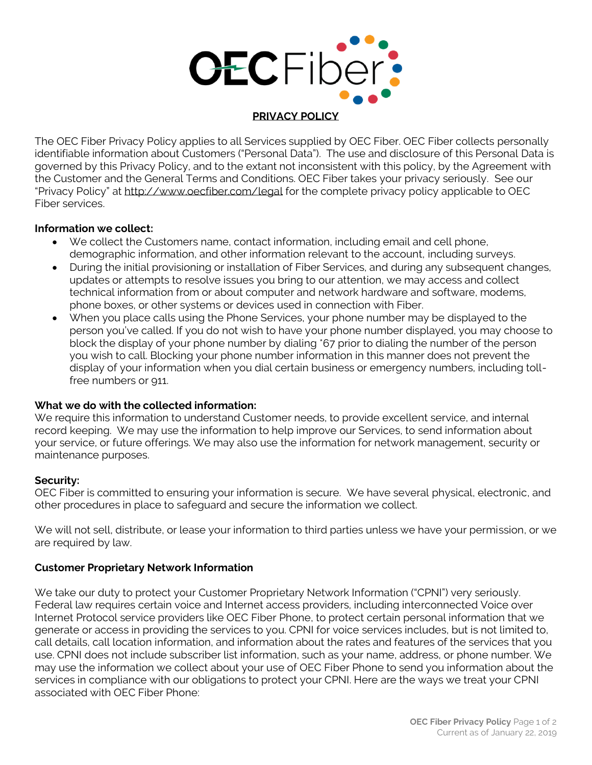# PRIVACY POLICY

The OEC Fiber Privacy Policy applies to all Services supplied by OEC Fiber. OEC Fiber collects personally identifiable information about Customers ("Personal Data"). The use and disclosure of this Personal Data is governed by this Privacy Policy, and to the extant not inconsistent with this policy, by the Agreement with the Customer and the General Terms and Conditions. OEC Fiber takes your privacy seriously. See our "Privacy Policy" at http://www.oecfiber.com/legal for the complete privacy policy applicable to OEC Fiber services.

**Information we collect:**

- We collect the Customers name, contact information, including email and cell phone, demographic information, and other information relevant to the account, including surveys.
- During the initial provisioning or installation of Fiber Services, and during any subsequent changes, updates or attempts to resolve issues you bring to our attention, we may access and collect technical information from or about computer and network hardware and software, modems, phone boxes, or other systems or devices used in connection with Fiber.
- When you place calls using the Phone Services, your phone number may be displayed to the person you've called. If you do not wish to have your phone number displayed, you may choose to block the display of your phone number by dialing *67 prior to dialing the number of the person you wish to call. Blocking your phone number information in this manner does not prevent the display of your information when you dial certain business or emergency numbers, including toll-free numbers or 911.

**What we do with the collected information:**

We require this information to understand Customer needs, to provide excellent service, and internal record keeping. We may use the information to help improve our Services, to send information about your service, or future offerings. We may also use the information for network management, security or maintenance purposes.

**Security:**

OEC Fiber is committed to ensuring your information is secure. We have several physical, electronic, and other procedures in place to safeguard and secure the information we collect.

We will not sell, distribute, or lease your information to third parties unless we have your permission, or we are required by law.

**Customer Proprietary Network Information**

We take our duty to protect your Customer Proprietary Network Information ("CPNI") very seriously. Federal law requires certain voice and Internet access providers, including interconnected Voice over Internet Protocol service providers like OEC Fiber Phone, to protect certain personal information that we generate or access in providing the services to you. CPNI for voice services includes, but is not limited to, call details, call location information, and information about the rates and features of the services that you use. CPNI does not include subscriber list information, such as your name, address, or phone number. We may use the information we collect about your use of OEC Fiber Phone to send you information about the services in compliance with our obligations to protect your CPNI. Here are the ways we treat your CPNI associated with OEC Fiber Phone: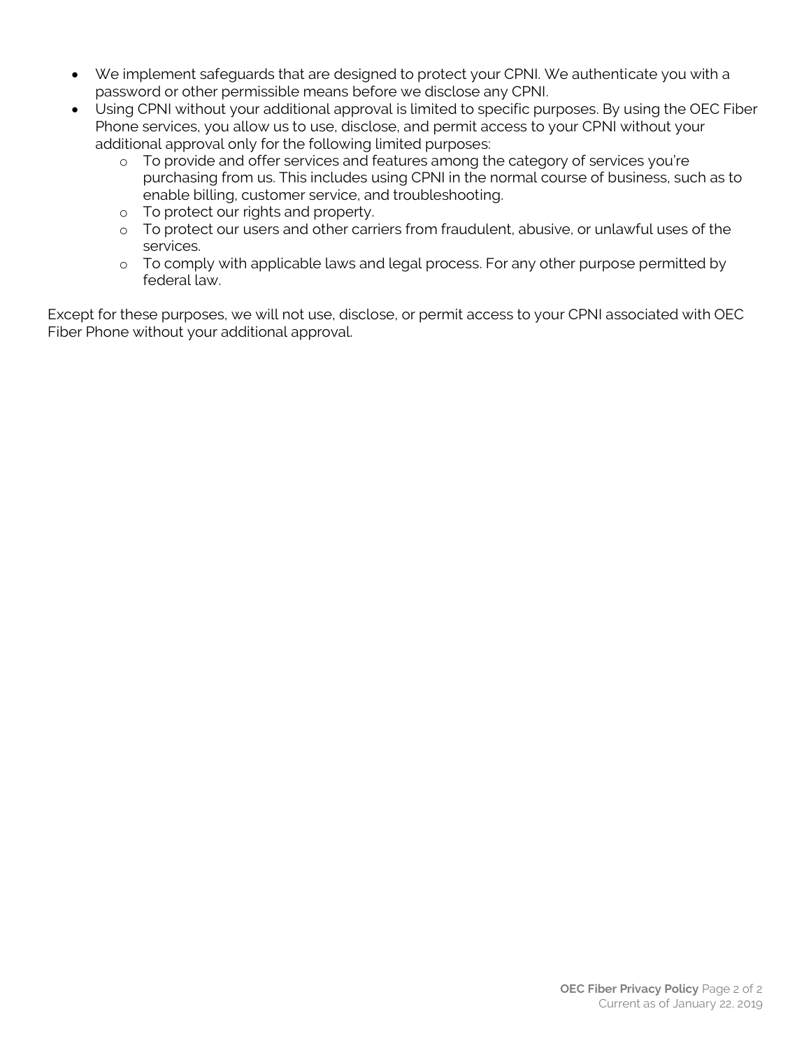- We implement safeguards that are designed to protect your CPNI. We authenticate you with a password or other permissible means before we disclose any CPNI.
- Using CPNI without your additional approval is limited to specific purposes. By using the OEC Fiber Phone services, you allow us to use, disclose, and permit access to your CPNI without your additional approval only for the following limited purposes:
  - To provide and offer services and features among the category of services you're purchasing from us. This includes using CPNI in the normal course of business, such as to enable billing, customer service, and troubleshooting.
  - To protect our rights and property.
  - To protect our users and other carriers from fraudulent, abusive, or unlawful uses of the services.
  - To comply with applicable laws and legal process. For any other purpose permitted by federal law.

Except for these purposes, we will not use, disclose, or permit access to your CPNI associated with OEC Fiber Phone without your additional approval.